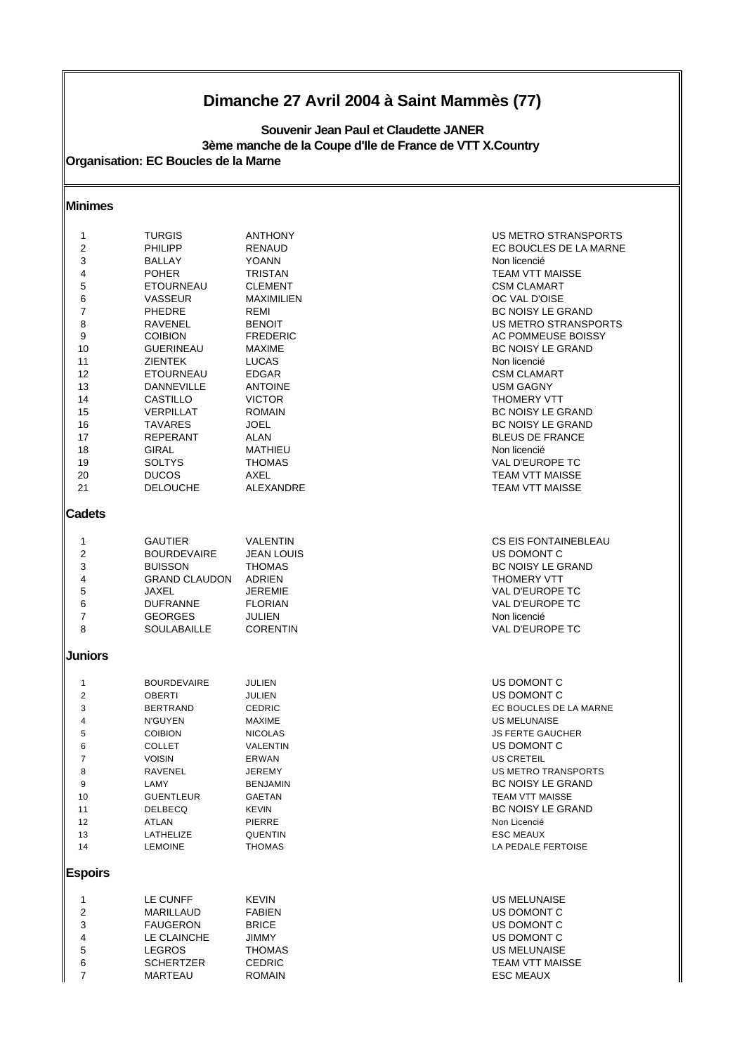# Dimanche 27 Avril 2004 à Saint Mammès (77)

**Souvenir Jean Paul et Claudette JANER**
**3ème manche de la Coupe d'Ile de France de VTT X.Country**
**Organisation: EC Boucles de la Marne**

## Minimes

| | | | |
|---|---|---|---|
| 1 | TURGIS | ANTHONY | US METRO STRANSPORTS |
| 2 | PHILIPP | RENAUD | EC BOUCLES DE LA MARNE |
| 3 | BALLAY | YOANN | Non licencié |
| 4 | POHER | TRISTAN | TEAM VTT MAISSE |
| 5 | ETOURNEAU | CLEMENT | CSM CLAMART |
| 6 | VASSEUR | MAXIMILIEN | OC VAL D'OISE |
| 7 | PHEDRE | REMI | BC NOISY LE GRAND |
| 8 | RAVENEL | BENOIT | US METRO STRANSPORTS |
| 9 | COIBION | FREDERIC | AC POMMEUSE BOISSY |
| 10 | GUERINEAU | MAXIME | BC NOISY LE GRAND |
| 11 | ZIENTEK | LUCAS | Non licencié |
| 12 | ETOURNEAU | EDGAR | CSM CLAMART |
| 13 | DANNEVILLE | ANTOINE | USM GAGNY |
| 14 | CASTILLO | VICTOR | THOMERY VTT |
| 15 | VERPILLAT | ROMAIN | BC NOISY LE GRAND |
| 16 | TAVARES | JOEL | BC NOISY LE GRAND |
| 17 | REPERANT | ALAN | BLEUS DE FRANCE |
| 18 | GIRAL | MATHIEU | Non licencié |
| 19 | SOLTYS | THOMAS | VAL D'EUROPE TC |
| 20 | DUCOS | AXEL | TEAM VTT MAISSE |
| 21 | DELOUCHE | ALEXANDRE | TEAM VTT MAISSE |

## Cadets

| | | | |
|---|---|---|---|
| 1 | GAUTIER | VALENTIN | CS EIS FONTAINEBLEAU |
| 2 | BOURDEVAIRE | JEAN LOUIS | US DOMONT C |
| 3 | BUISSON | THOMAS | BC NOISY LE GRAND |
| 4 | GRAND CLAUDON | ADRIEN | THOMERY VTT |
| 5 | JAXEL | JEREMIE | VAL D'EUROPE TC |
| 6 | DUFRANNE | FLORIAN | VAL D'EUROPE TC |
| 7 | GEORGES | JULIEN | Non licencié |
| 8 | SOULABAILLE | CORENTIN | VAL D'EUROPE TC |

## Juniors

| | | | |
|---|---|---|---|
| 1 | BOURDEVAIRE | JULIEN | US DOMONT C |
| 2 | OBERTI | JULIEN | US DOMONT C |
| 3 | BERTRAND | CEDRIC | EC BOUCLES DE LA MARNE |
| 4 | N'GUYEN | MAXIME | US MELUNAISE |
| 5 | COIBION | NICOLAS | JS FERTE GAUCHER |
| 6 | COLLET | VALENTIN | US DOMONT C |
| 7 | VOISIN | ERWAN | US CRETEIL |
| 8 | RAVENEL | JEREMY | US METRO TRANSPORTS |
| 9 | LAMY | BENJAMIN | BC NOISY LE GRAND |
| 10 | GUENTLEUR | GAETAN | TEAM VTT MAISSE |
| 11 | DELBECQ | KEVIN | BC NOISY LE GRAND |
| 12 | ATLAN | PIERRE | Non Licencié |
| 13 | LATHELIZE | QUENTIN | ESC MEAUX |
| 14 | LEMOINE | THOMAS | LA PEDALE FERTOISE |

## Espoirs

| | | | |
|---|---|---|---|
| 1 | LE CUNFF | KEVIN | US MELUNAISE |
| 2 | MARILLAUD | FABIEN | US DOMONT C |
| 3 | FAUGERON | BRICE | US DOMONT C |
| 4 | LE CLAINCHE | JIMMY | US DOMONT C |
| 5 | LEGROS | THOMAS | US MELUNAISE |
| 6 | SCHERTZER | CEDRIC | TEAM VTT MAISSE |
| 7 | MARTEAU | ROMAIN | ESC MEAUX |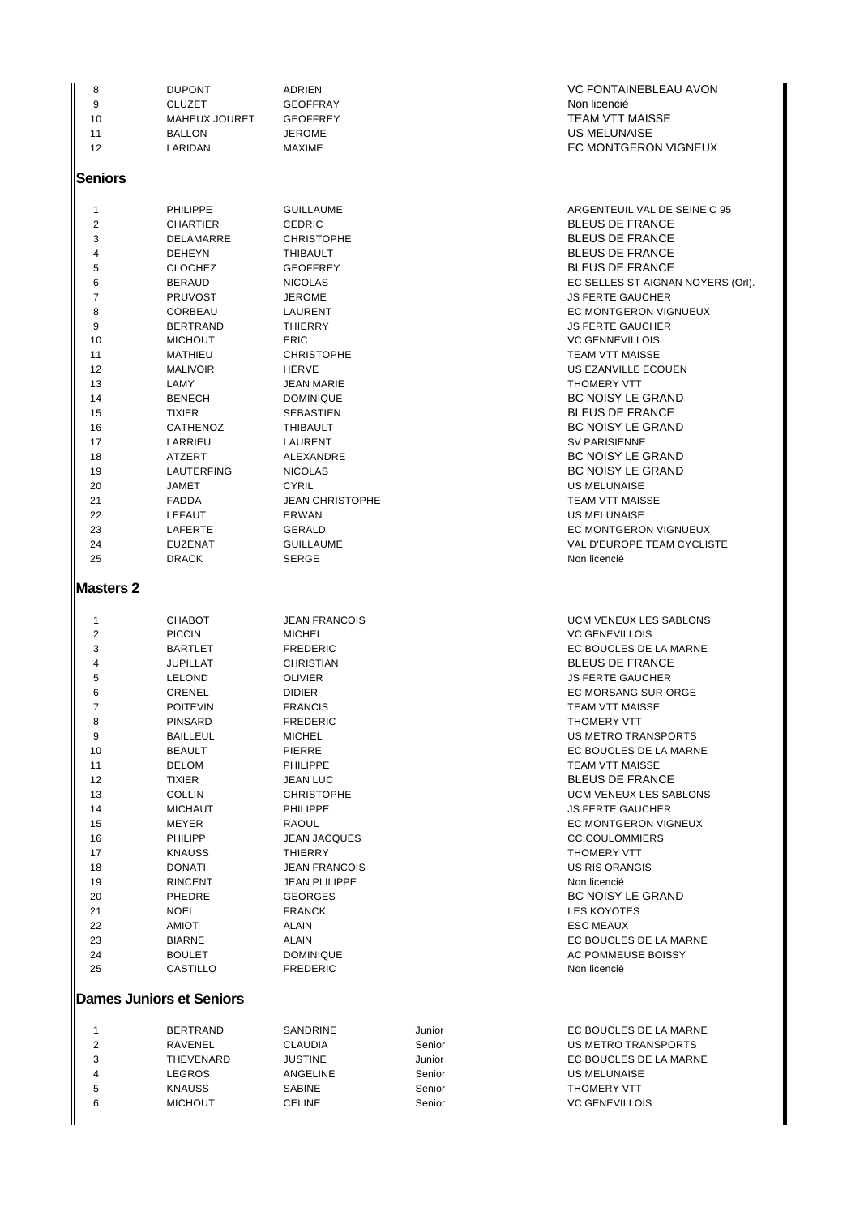| | | | |
|---|---|---|---|
| 8 | DUPONT | ADRIEN | VC FONTAINEBLEAU AVON |
| 9 | CLUZET | GEOFFRAY | Non licencié |
| 10 | MAHEUX JOURET | GEOFFREY | TEAM VTT MAISSE |
| 11 | BALLON | JEROME | US MELUNAISE |
| 12 | LARIDAN | MAXIME | EC MONTGERON VIGNEUX |

## Seniors

| | | | |
|---|---|---|---|
| 1 | PHILIPPE | GUILLAUME | ARGENTEUIL VAL DE SEINE C 95 |
| 2 | CHARTIER | CEDRIC | BLEUS DE FRANCE |
| 3 | DELAMARRE | CHRISTOPHE | BLEUS DE FRANCE |
| 4 | DEHEYN | THIBAULT | BLEUS DE FRANCE |
| 5 | CLOCHEZ | GEOFFREY | BLEUS DE FRANCE |
| 6 | BERAUD | NICOLAS | EC SELLES ST AIGNAN NOYERS (Orl). |
| 7 | PRUVOST | JEROME | JS FERTE GAUCHER |
| 8 | CORBEAU | LAURENT | EC MONTGERON VIGNUEUX |
| 9 | BERTRAND | THIERRY | JS FERTE GAUCHER |
| 10 | MICHOUT | ERIC | VC GENNEVILLOIS |
| 11 | MATHIEU | CHRISTOPHE | TEAM VTT MAISSE |
| 12 | MALIVOIR | HERVE | US EZANVILLE ECOUEN |
| 13 | LAMY | JEAN MARIE | THOMERY VTT |
| 14 | BENECH | DOMINIQUE | BC NOISY LE GRAND |
| 15 | TIXIER | SEBASTIEN | BLEUS DE FRANCE |
| 16 | CATHENOZ | THIBAULT | BC NOISY LE GRAND |
| 17 | LARRIEU | LAURENT | SV PARISIENNE |
| 18 | ATZERT | ALEXANDRE | BC NOISY LE GRAND |
| 19 | LAUTERFING | NICOLAS | BC NOISY LE GRAND |
| 20 | JAMET | CYRIL | US MELUNAISE |
| 21 | FADDA | JEAN CHRISTOPHE | TEAM VTT MAISSE |
| 22 | LEFAUT | ERWAN | US MELUNAISE |
| 23 | LAFERTE | GERALD | EC MONTGERON VIGNUEUX |
| 24 | EUZENAT | GUILLAUME | VAL D'EUROPE TEAM CYCLISTE |
| 25 | DRACK | SERGE | Non licencié |

## Masters 2

| | | | |
|---|---|---|---|
| 1 | CHABOT | JEAN FRANCOIS | UCM VENEUX LES SABLONS |
| 2 | PICCIN | MICHEL | VC GENEVILLOIS |
| 3 | BARTLET | FREDERIC | EC BOUCLES DE LA MARNE |
| 4 | JUPILLAT | CHRISTIAN | BLEUS DE FRANCE |
| 5 | LELOND | OLIVIER | JS FERTE GAUCHER |
| 6 | CRENEL | DIDIER | EC MORSANG SUR ORGE |
| 7 | POITEVIN | FRANCIS | TEAM VTT MAISSE |
| 8 | PINSARD | FREDERIC | THOMERY VTT |
| 9 | BAILLEUL | MICHEL | US METRO TRANSPORTS |
| 10 | BEAULT | PIERRE | EC BOUCLES DE LA MARNE |
| 11 | DELOM | PHILIPPE | TEAM VTT MAISSE |
| 12 | TIXIER | JEAN LUC | BLEUS DE FRANCE |
| 13 | COLLIN | CHRISTOPHE | UCM VENEUX LES SABLONS |
| 14 | MICHAUT | PHILIPPE | JS FERTE GAUCHER |
| 15 | MEYER | RAOUL | EC MONTGERON VIGNEUX |
| 16 | PHILIPP | JEAN JACQUES | CC COULOMMIERS |
| 17 | KNAUSS | THIERRY | THOMERY VTT |
| 18 | DONATI | JEAN FRANCOIS | US RIS ORANGIS |
| 19 | RINCENT | JEAN PLILIPPE | Non licencié |
| 20 | PHEDRE | GEORGES | BC NOISY LE GRAND |
| 21 | NOEL | FRANCK | LES KOYOTES |
| 22 | AMIOT | ALAIN | ESC MEAUX |
| 23 | BIARNE | ALAIN | EC BOUCLES DE LA MARNE |
| 24 | BOULET | DOMINIQUE | AC POMMEUSE BOISSY |
| 25 | CASTILLO | FREDERIC | Non licencié |

## Dames Juniors et Seniors

| | | | | |
|---|---|---|---|---|
| 1 | BERTRAND | SANDRINE | Junior | EC BOUCLES DE LA MARNE |
| 2 | RAVENEL | CLAUDIA | Senior | US METRO TRANSPORTS |
| 3 | THEVENARD | JUSTINE | Junior | EC BOUCLES DE LA MARNE |
| 4 | LEGROS | ANGELINE | Senior | US MELUNAISE |
| 5 | KNAUSS | SABINE | Senior | THOMERY VTT |
| 6 | MICHOUT | CELINE | Senior | VC GENEVILLOIS |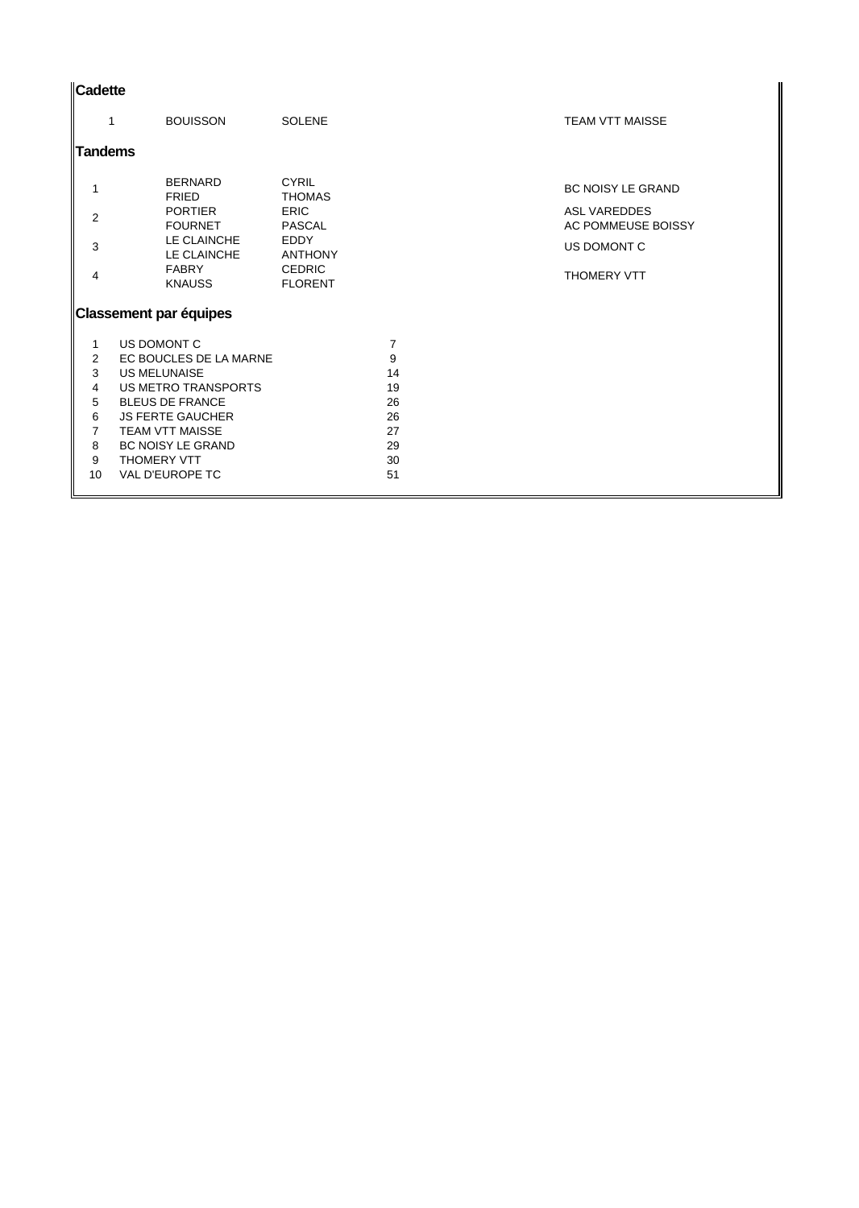## Cadette

| | | | |
|---|---|---|---|
| 1 | BOUISSON | SOLENE | TEAM VTT MAISSE |

## Tandems

| | | | |
|---|---|---|---|
| 1 | BERNARD<br>FRIED | CYRIL<br>THOMAS | BC NOISY LE GRAND |
| 2 | PORTIER<br>FOURNET | ERIC<br>PASCAL | ASL VAREDDES<br>AC POMMEUSE BOISSY |
| 3 | LE CLAINCHE<br>LE CLAINCHE | EDDY<br>ANTHONY | US DOMONT C |
| 4 | FABRY<br>KNAUSS | CEDRIC<br>FLORENT | THOMERY VTT |

## Classement par équipes

| | | |
|---|---|---|
| 1 | US DOMONT C | 7 |
| 2 | EC BOUCLES DE LA MARNE | 9 |
| 3 | US MELUNAISE | 14 |
| 4 | US METRO TRANSPORTS | 19 |
| 5 | BLEUS DE FRANCE | 26 |
| 6 | JS FERTE GAUCHER | 26 |
| 7 | TEAM VTT MAISSE | 27 |
| 8 | BC NOISY LE GRAND | 29 |
| 9 | THOMERY VTT | 30 |
| 10 | VAL D'EUROPE TC | 51 |